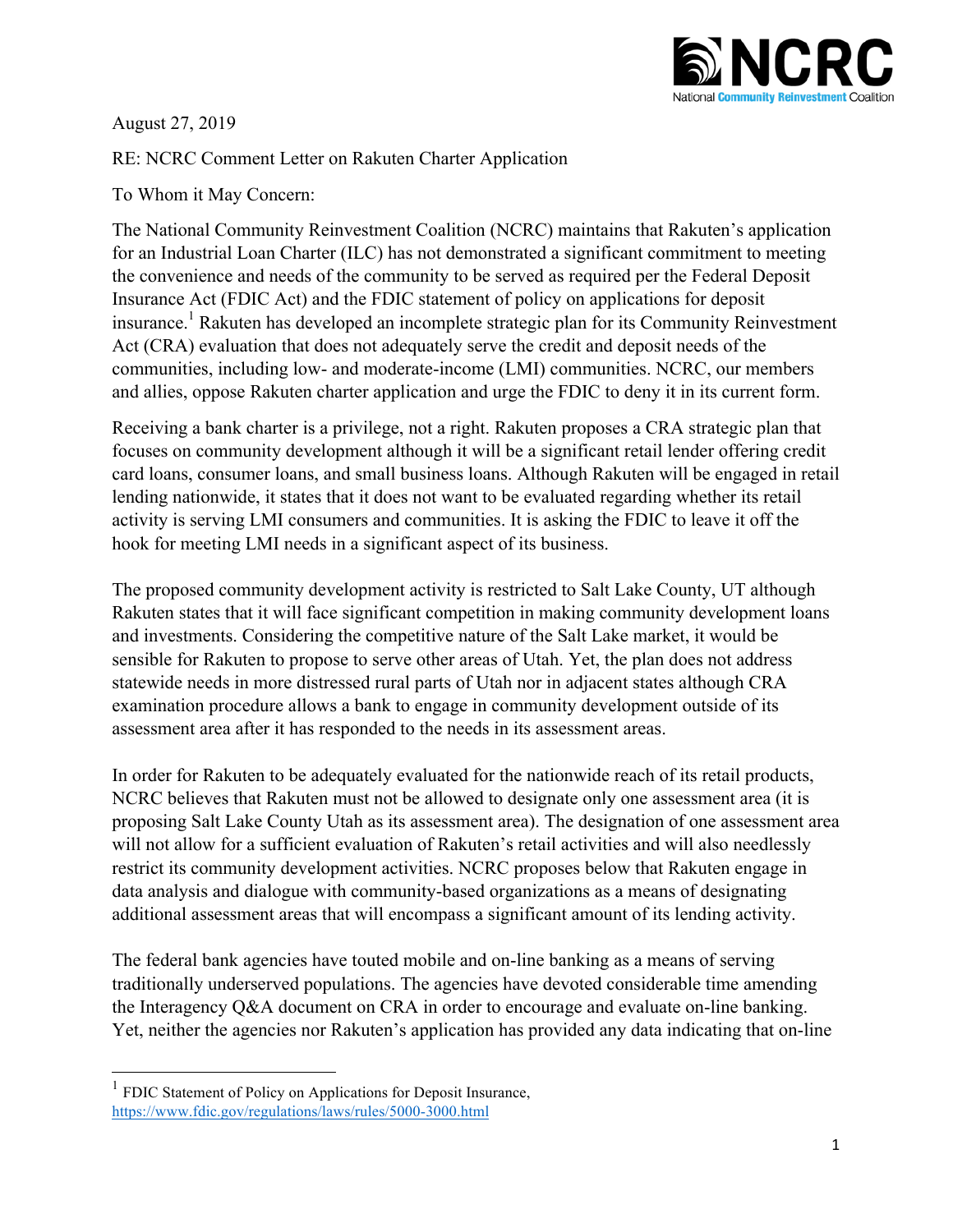August 27, 2019

RE: NCRC Comment Letter on Rakuten Charter Application

To Whom it May Concern:

The National Community Reinvestment Coalition (NCRC) maintains that Rakuten's application for an Industrial Loan Charter (ILC) has not demonstrated a significant commitment to meeting the convenience and needs of the community to be served as required per the Federal Deposit Insurance Act (FDIC Act) and the FDIC statement of policy on applications for deposit insurance.[1] Rakuten has developed an incomplete strategic plan for its Community Reinvestment Act (CRA) evaluation that does not adequately serve the credit and deposit needs of the communities, including low- and moderate-income (LMI) communities. NCRC, our members and allies, oppose Rakuten charter application and urge the FDIC to deny it in its current form.

Receiving a bank charter is a privilege, not a right. Rakuten proposes a CRA strategic plan that focuses on community development although it will be a significant retail lender offering credit card loans, consumer loans, and small business loans. Although Rakuten will be engaged in retail lending nationwide, it states that it does not want to be evaluated regarding whether its retail activity is serving LMI consumers and communities. It is asking the FDIC to leave it off the hook for meeting LMI needs in a significant aspect of its business.

The proposed community development activity is restricted to Salt Lake County, UT although Rakuten states that it will face significant competition in making community development loans and investments. Considering the competitive nature of the Salt Lake market, it would be sensible for Rakuten to propose to serve other areas of Utah. Yet, the plan does not address statewide needs in more distressed rural parts of Utah nor in adjacent states although CRA examination procedure allows a bank to engage in community development outside of its assessment area after it has responded to the needs in its assessment areas.

In order for Rakuten to be adequately evaluated for the nationwide reach of its retail products, NCRC believes that Rakuten must not be allowed to designate only one assessment area (it is proposing Salt Lake County Utah as its assessment area). The designation of one assessment area will not allow for a sufficient evaluation of Rakuten's retail activities and will also needlessly restrict its community development activities. NCRC proposes below that Rakuten engage in data analysis and dialogue with community-based organizations as a means of designating additional assessment areas that will encompass a significant amount of its lending activity.

The federal bank agencies have touted mobile and on-line banking as a means of serving traditionally underserved populations. The agencies have devoted considerable time amending the Interagency Q&A document on CRA in order to encourage and evaluate on-line banking. Yet, neither the agencies nor Rakuten's application has provided any data indicating that on-line

[1] FDIC Statement of Policy on Applications for Deposit Insurance, https://www.fdic.gov/regulations/laws/rules/5000-3000.html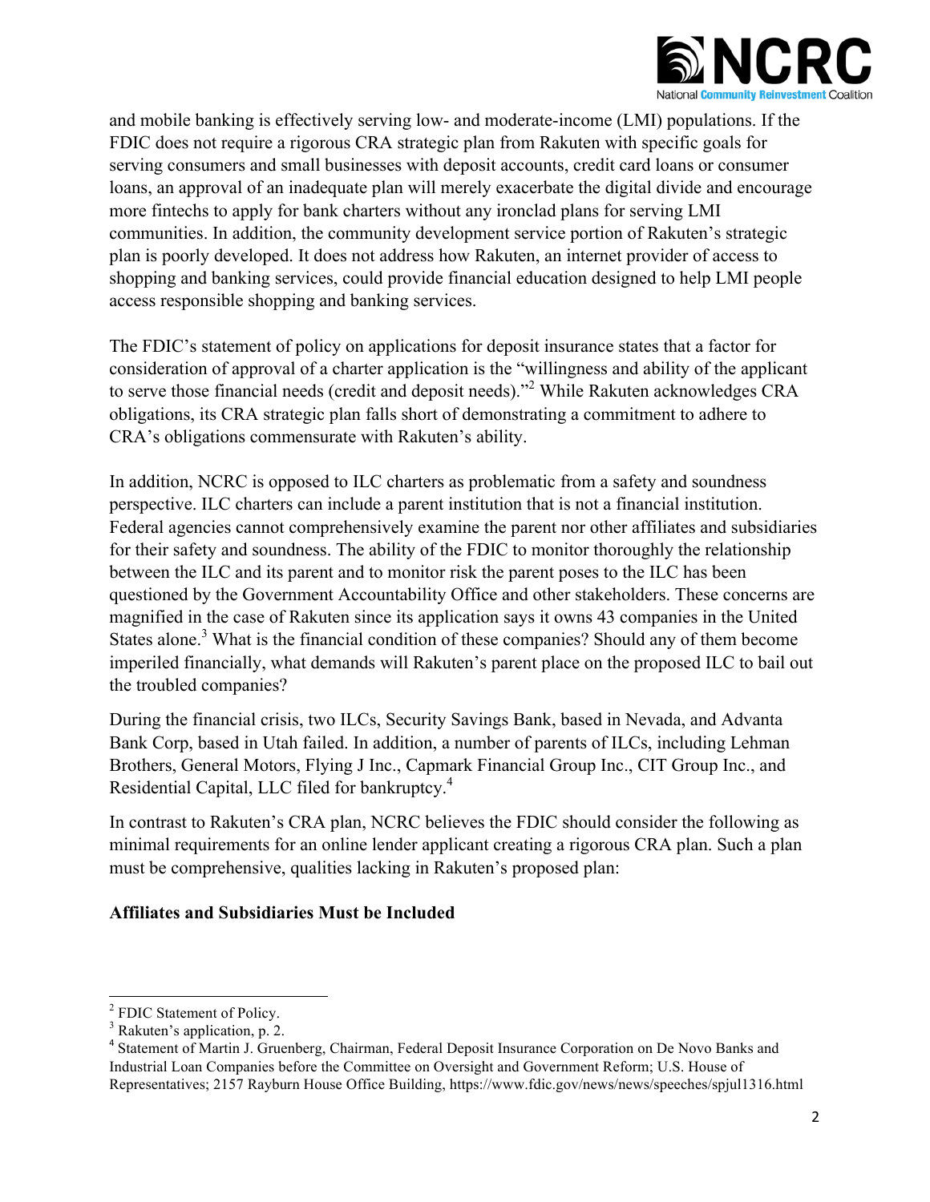and mobile banking is effectively serving low- and moderate-income (LMI) populations. If the FDIC does not require a rigorous CRA strategic plan from Rakuten with specific goals for serving consumers and small businesses with deposit accounts, credit card loans or consumer loans, an approval of an inadequate plan will merely exacerbate the digital divide and encourage more fintechs to apply for bank charters without any ironclad plans for serving LMI communities. In addition, the community development service portion of Rakuten's strategic plan is poorly developed. It does not address how Rakuten, an internet provider of access to shopping and banking services, could provide financial education designed to help LMI people access responsible shopping and banking services.

The FDIC's statement of policy on applications for deposit insurance states that a factor for consideration of approval of a charter application is the "willingness and ability of the applicant to serve those financial needs (credit and deposit needs)."[2] While Rakuten acknowledges CRA obligations, its CRA strategic plan falls short of demonstrating a commitment to adhere to CRA's obligations commensurate with Rakuten's ability.

In addition, NCRC is opposed to ILC charters as problematic from a safety and soundness perspective. ILC charters can include a parent institution that is not a financial institution. Federal agencies cannot comprehensively examine the parent nor other affiliates and subsidiaries for their safety and soundness. The ability of the FDIC to monitor thoroughly the relationship between the ILC and its parent and to monitor risk the parent poses to the ILC has been questioned by the Government Accountability Office and other stakeholders. These concerns are magnified in the case of Rakuten since its application says it owns 43 companies in the United States alone.[3] What is the financial condition of these companies? Should any of them become imperiled financially, what demands will Rakuten's parent place on the proposed ILC to bail out the troubled companies?

During the financial crisis, two ILCs, Security Savings Bank, based in Nevada, and Advanta Bank Corp, based in Utah failed. In addition, a number of parents of ILCs, including Lehman Brothers, General Motors, Flying J Inc., Capmark Financial Group Inc., CIT Group Inc., and Residential Capital, LLC filed for bankruptcy.[4]

In contrast to Rakuten's CRA plan, NCRC believes the FDIC should consider the following as minimal requirements for an online lender applicant creating a rigorous CRA plan. Such a plan must be comprehensive, qualities lacking in Rakuten's proposed plan:

**Affiliates and Subsidiaries Must be Included**

---

[2] FDIC Statement of Policy.

[3] Rakuten's application, p. 2.

[4] Statement of Martin J. Gruenberg, Chairman, Federal Deposit Insurance Corporation on De Novo Banks and Industrial Loan Companies before the Committee on Oversight and Government Reform; U.S. House of Representatives; 2157 Rayburn House Office Building, https://www.fdic.gov/news/news/speeches/spjul1316.html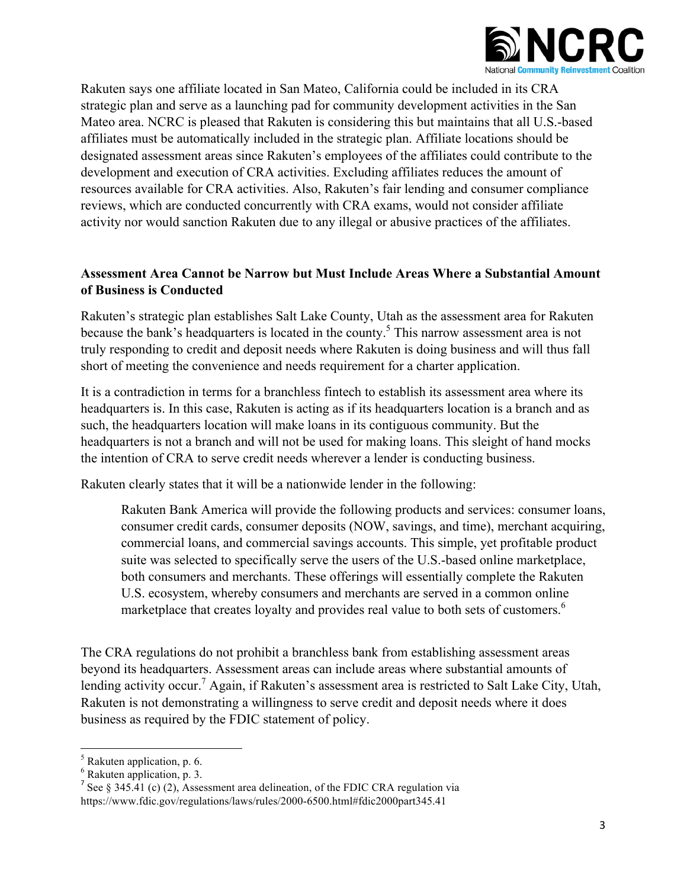Rakuten says one affiliate located in San Mateo, California could be included in its CRA strategic plan and serve as a launching pad for community development activities in the San Mateo area. NCRC is pleased that Rakuten is considering this but maintains that all U.S.-based affiliates must be automatically included in the strategic plan. Affiliate locations should be designated assessment areas since Rakuten's employees of the affiliates could contribute to the development and execution of CRA activities. Excluding affiliates reduces the amount of resources available for CRA activities. Also, Rakuten's fair lending and consumer compliance reviews, which are conducted concurrently with CRA exams, would not consider affiliate activity nor would sanction Rakuten due to any illegal or abusive practices of the affiliates.

**Assessment Area Cannot be Narrow but Must Include Areas Where a Substantial Amount of Business is Conducted**

Rakuten's strategic plan establishes Salt Lake County, Utah as the assessment area for Rakuten because the bank's headquarters is located in the county.[5] This narrow assessment area is not truly responding to credit and deposit needs where Rakuten is doing business and will thus fall short of meeting the convenience and needs requirement for a charter application.

It is a contradiction in terms for a branchless fintech to establish its assessment area where its headquarters is. In this case, Rakuten is acting as if its headquarters location is a branch and as such, the headquarters location will make loans in its contiguous community. But the headquarters is not a branch and will not be used for making loans. This sleight of hand mocks the intention of CRA to serve credit needs wherever a lender is conducting business.

Rakuten clearly states that it will be a nationwide lender in the following:

> Rakuten Bank America will provide the following products and services: consumer loans, consumer credit cards, consumer deposits (NOW, savings, and time), merchant acquiring, commercial loans, and commercial savings accounts. This simple, yet profitable product suite was selected to specifically serve the users of the U.S.-based online marketplace, both consumers and merchants. These offerings will essentially complete the Rakuten U.S. ecosystem, whereby consumers and merchants are served in a common online marketplace that creates loyalty and provides real value to both sets of customers.[6]

The CRA regulations do not prohibit a branchless bank from establishing assessment areas beyond its headquarters. Assessment areas can include areas where substantial amounts of lending activity occur.[7] Again, if Rakuten's assessment area is restricted to Salt Lake City, Utah, Rakuten is not demonstrating a willingness to serve credit and deposit needs where it does business as required by the FDIC statement of policy.

---

[5] Rakuten application, p. 6.
[6] Rakuten application, p. 3.
[7] See § 345.41 (c) (2), Assessment area delineation, of the FDIC CRA regulation via https://www.fdic.gov/regulations/laws/rules/2000-6500.html#fdic2000part345.41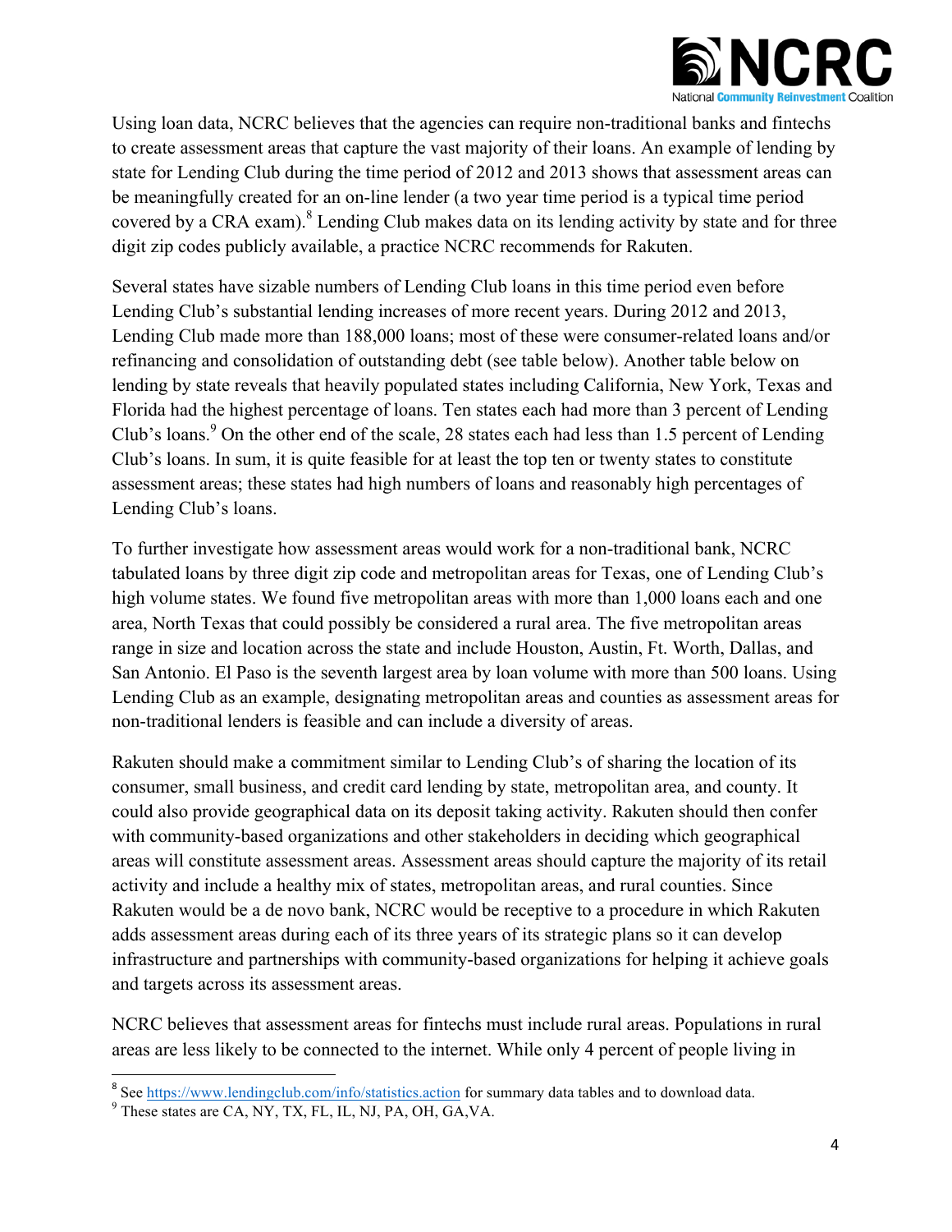Using loan data, NCRC believes that the agencies can require non-traditional banks and fintechs to create assessment areas that capture the vast majority of their loans. An example of lending by state for Lending Club during the time period of 2012 and 2013 shows that assessment areas can be meaningfully created for an on-line lender (a two year time period is a typical time period covered by a CRA exam).[8] Lending Club makes data on its lending activity by state and for three digit zip codes publicly available, a practice NCRC recommends for Rakuten.

Several states have sizable numbers of Lending Club loans in this time period even before Lending Club's substantial lending increases of more recent years. During 2012 and 2013, Lending Club made more than 188,000 loans; most of these were consumer-related loans and/or refinancing and consolidation of outstanding debt (see table below). Another table below on lending by state reveals that heavily populated states including California, New York, Texas and Florida had the highest percentage of loans. Ten states each had more than 3 percent of Lending Club's loans.[9] On the other end of the scale, 28 states each had less than 1.5 percent of Lending Club's loans. In sum, it is quite feasible for at least the top ten or twenty states to constitute assessment areas; these states had high numbers of loans and reasonably high percentages of Lending Club's loans.

To further investigate how assessment areas would work for a non-traditional bank, NCRC tabulated loans by three digit zip code and metropolitan areas for Texas, one of Lending Club's high volume states. We found five metropolitan areas with more than 1,000 loans each and one area, North Texas that could possibly be considered a rural area. The five metropolitan areas range in size and location across the state and include Houston, Austin, Ft. Worth, Dallas, and San Antonio. El Paso is the seventh largest area by loan volume with more than 500 loans. Using Lending Club as an example, designating metropolitan areas and counties as assessment areas for non-traditional lenders is feasible and can include a diversity of areas.

Rakuten should make a commitment similar to Lending Club's of sharing the location of its consumer, small business, and credit card lending by state, metropolitan area, and county. It could also provide geographical data on its deposit taking activity. Rakuten should then confer with community-based organizations and other stakeholders in deciding which geographical areas will constitute assessment areas. Assessment areas should capture the majority of its retail activity and include a healthy mix of states, metropolitan areas, and rural counties. Since Rakuten would be a de novo bank, NCRC would be receptive to a procedure in which Rakuten adds assessment areas during each of its three years of its strategic plans so it can develop infrastructure and partnerships with community-based organizations for helping it achieve goals and targets across its assessment areas.

NCRC believes that assessment areas for fintechs must include rural areas. Populations in rural areas are less likely to be connected to the internet. While only 4 percent of people living in

---

[8] See https://www.lendingclub.com/info/statistics.action for summary data tables and to download data.

[9] These states are CA, NY, TX, FL, IL, NJ, PA, OH, GA,VA.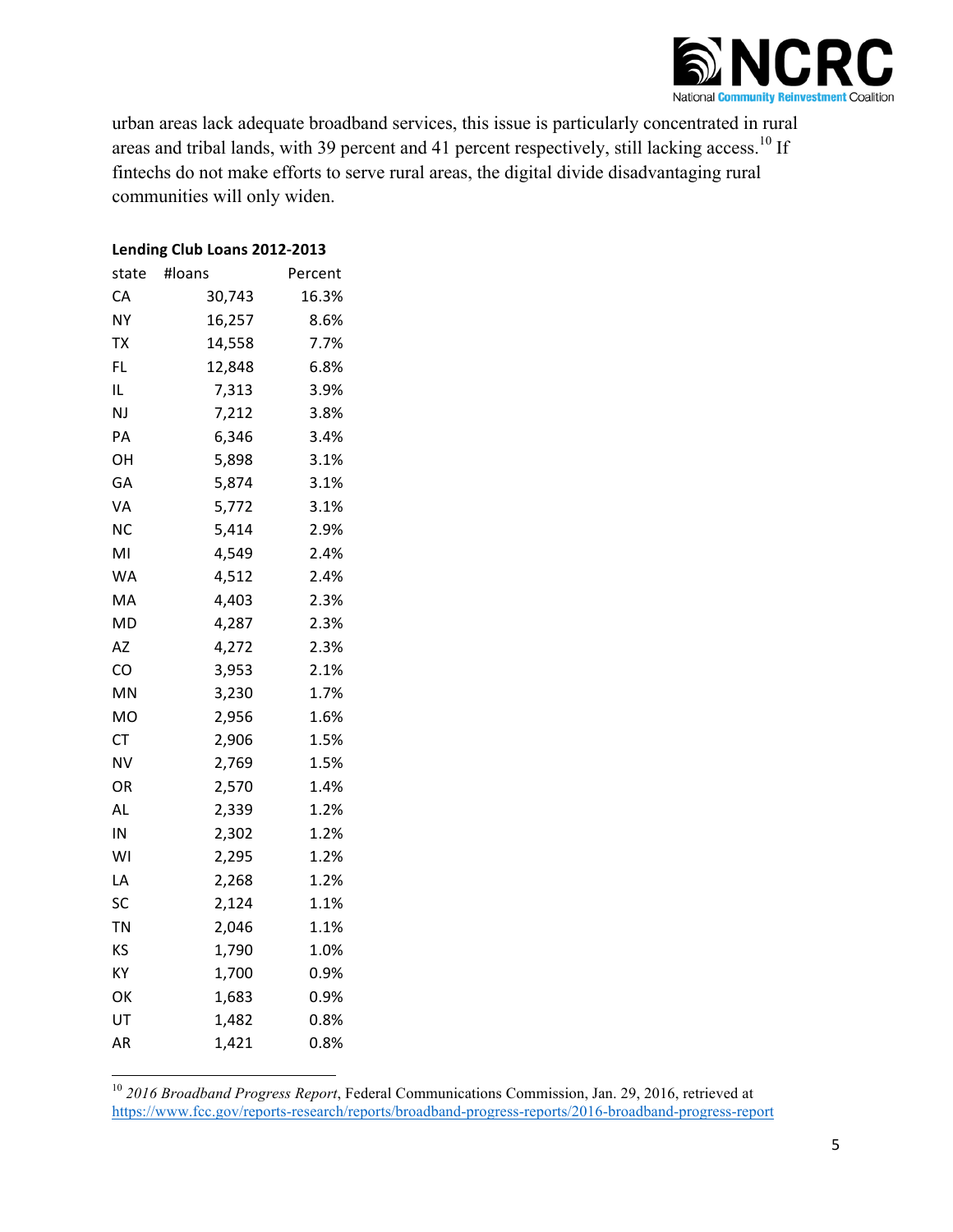urban areas lack adequate broadband services, this issue is particularly concentrated in rural areas and tribal lands, with 39 percent and 41 percent respectively, still lacking access.[10] If fintechs do not make efforts to serve rural areas, the digital divide disadvantaging rural communities will only widen.

**Lending Club Loans 2012-2013**

| state | #loans | Percent |
|---|---|---|
| CA | 30,743 | 16.3% |
| NY | 16,257 | 8.6% |
| TX | 14,558 | 7.7% |
| FL | 12,848 | 6.8% |
| IL | 7,313 | 3.9% |
| NJ | 7,212 | 3.8% |
| PA | 6,346 | 3.4% |
| OH | 5,898 | 3.1% |
| GA | 5,874 | 3.1% |
| VA | 5,772 | 3.1% |
| NC | 5,414 | 2.9% |
| MI | 4,549 | 2.4% |
| WA | 4,512 | 2.4% |
| MA | 4,403 | 2.3% |
| MD | 4,287 | 2.3% |
| AZ | 4,272 | 2.3% |
| CO | 3,953 | 2.1% |
| MN | 3,230 | 1.7% |
| MO | 2,956 | 1.6% |
| CT | 2,906 | 1.5% |
| NV | 2,769 | 1.5% |
| OR | 2,570 | 1.4% |
| AL | 2,339 | 1.2% |
| IN | 2,302 | 1.2% |
| WI | 2,295 | 1.2% |
| LA | 2,268 | 1.2% |
| SC | 2,124 | 1.1% |
| TN | 2,046 | 1.1% |
| KS | 1,790 | 1.0% |
| KY | 1,700 | 0.9% |
| OK | 1,683 | 0.9% |
| UT | 1,482 | 0.8% |
| AR | 1,421 | 0.8% |

[10] *2016 Broadband Progress Report*, Federal Communications Commission, Jan. 29, 2016, retrieved at https://www.fcc.gov/reports-research/reports/broadband-progress-reports/2016-broadband-progress-report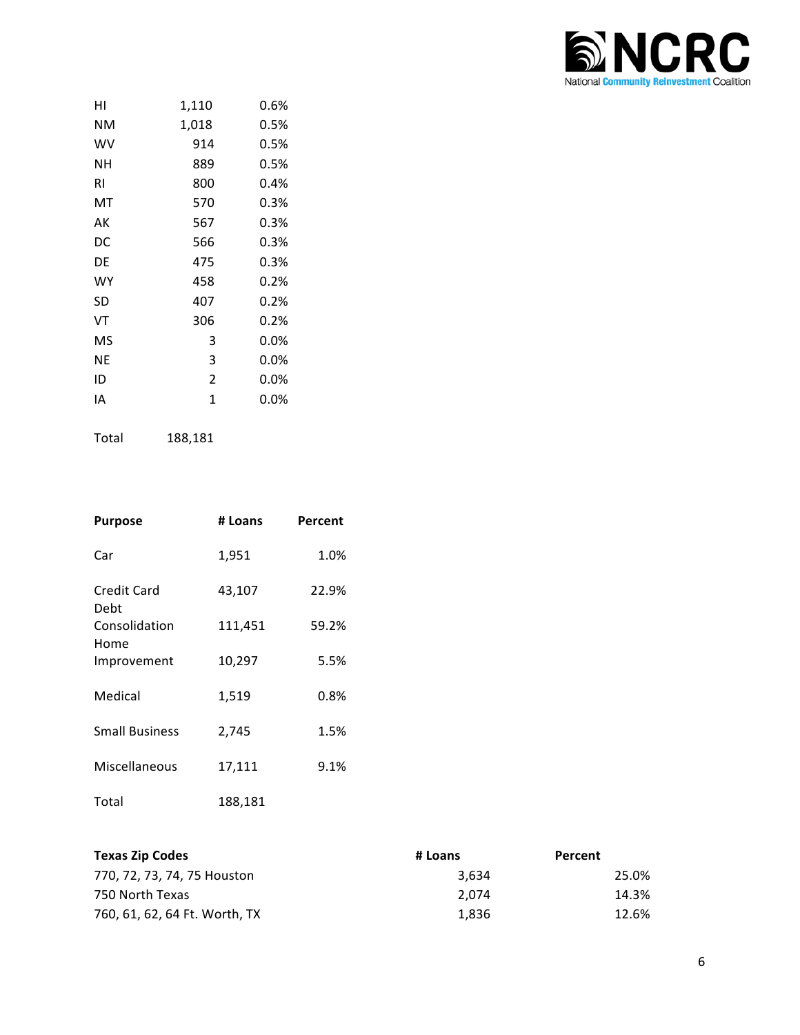| | | |
|---|---|---|
| HI | 1,110 | 0.6% |
| NM | 1,018 | 0.5% |
| WV | 914 | 0.5% |
| NH | 889 | 0.5% |
| RI | 800 | 0.4% |
| MT | 570 | 0.3% |
| AK | 567 | 0.3% |
| DC | 566 | 0.3% |
| DE | 475 | 0.3% |
| WY | 458 | 0.2% |
| SD | 407 | 0.2% |
| VT | 306 | 0.2% |
| MS | 3 | 0.0% |
| NE | 3 | 0.0% |
| ID | 2 | 0.0% |
| IA | 1 | 0.0% |
| Total | 188,181 | |

| Purpose | # Loans | Percent |
|---|---|---|
| Car | 1,951 | 1.0% |
| Credit Card Debt | 43,107 | 22.9% |
| Consolidation | 111,451 | 59.2% |
| Home Improvement | 10,297 | 5.5% |
| Medical | 1,519 | 0.8% |
| Small Business | 2,745 | 1.5% |
| Miscellaneous | 17,111 | 9.1% |
| Total | 188,181 | |

| Texas Zip Codes | # Loans | Percent |
|---|---|---|
| 770, 72, 73, 74, 75 Houston | 3,634 | 25.0% |
| 750 North Texas | 2,074 | 14.3% |
| 760, 61, 62, 64 Ft. Worth, TX | 1,836 | 12.6% |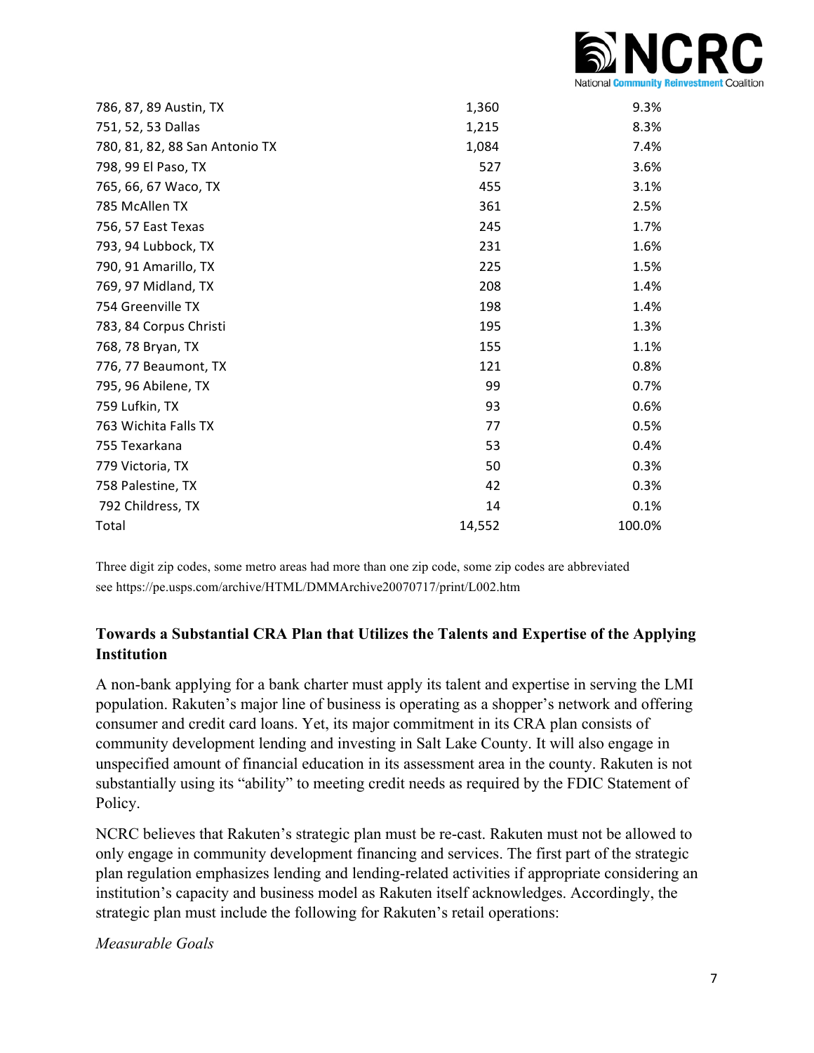| | | |
|---|---|---|
| 786, 87, 89 Austin, TX | 1,360 | 9.3% |
| 751, 52, 53 Dallas | 1,215 | 8.3% |
| 780, 81, 82, 88 San Antonio TX | 1,084 | 7.4% |
| 798, 99 El Paso, TX | 527 | 3.6% |
| 765, 66, 67 Waco, TX | 455 | 3.1% |
| 785 McAllen TX | 361 | 2.5% |
| 756, 57 East Texas | 245 | 1.7% |
| 793, 94 Lubbock, TX | 231 | 1.6% |
| 790, 91 Amarillo, TX | 225 | 1.5% |
| 769, 97 Midland, TX | 208 | 1.4% |
| 754 Greenville TX | 198 | 1.4% |
| 783, 84 Corpus Christi | 195 | 1.3% |
| 768, 78 Bryan, TX | 155 | 1.1% |
| 776, 77 Beaumont, TX | 121 | 0.8% |
| 795, 96 Abilene, TX | 99 | 0.7% |
| 759 Lufkin, TX | 93 | 0.6% |
| 763 Wichita Falls TX | 77 | 0.5% |
| 755 Texarkana | 53 | 0.4% |
| 779 Victoria, TX | 50 | 0.3% |
| 758 Palestine, TX | 42 | 0.3% |
| 792 Childress, TX | 14 | 0.1% |
| Total | 14,552 | 100.0% |

Three digit zip codes, some metro areas had more than one zip code, some zip codes are abbreviated see https://pe.usps.com/archive/HTML/DMMArchive20070717/print/L002.htm

## Towards a Substantial CRA Plan that Utilizes the Talents and Expertise of the Applying Institution

A non-bank applying for a bank charter must apply its talent and expertise in serving the LMI population. Rakuten's major line of business is operating as a shopper's network and offering consumer and credit card loans. Yet, its major commitment in its CRA plan consists of community development lending and investing in Salt Lake County. It will also engage in unspecified amount of financial education in its assessment area in the county. Rakuten is not substantially using its "ability" to meeting credit needs as required by the FDIC Statement of Policy.

NCRC believes that Rakuten's strategic plan must be re-cast. Rakuten must not be allowed to only engage in community development financing and services. The first part of the strategic plan regulation emphasizes lending and lending-related activities if appropriate considering an institution's capacity and business model as Rakuten itself acknowledges. Accordingly, the strategic plan must include the following for Rakuten's retail operations:

*Measurable Goals*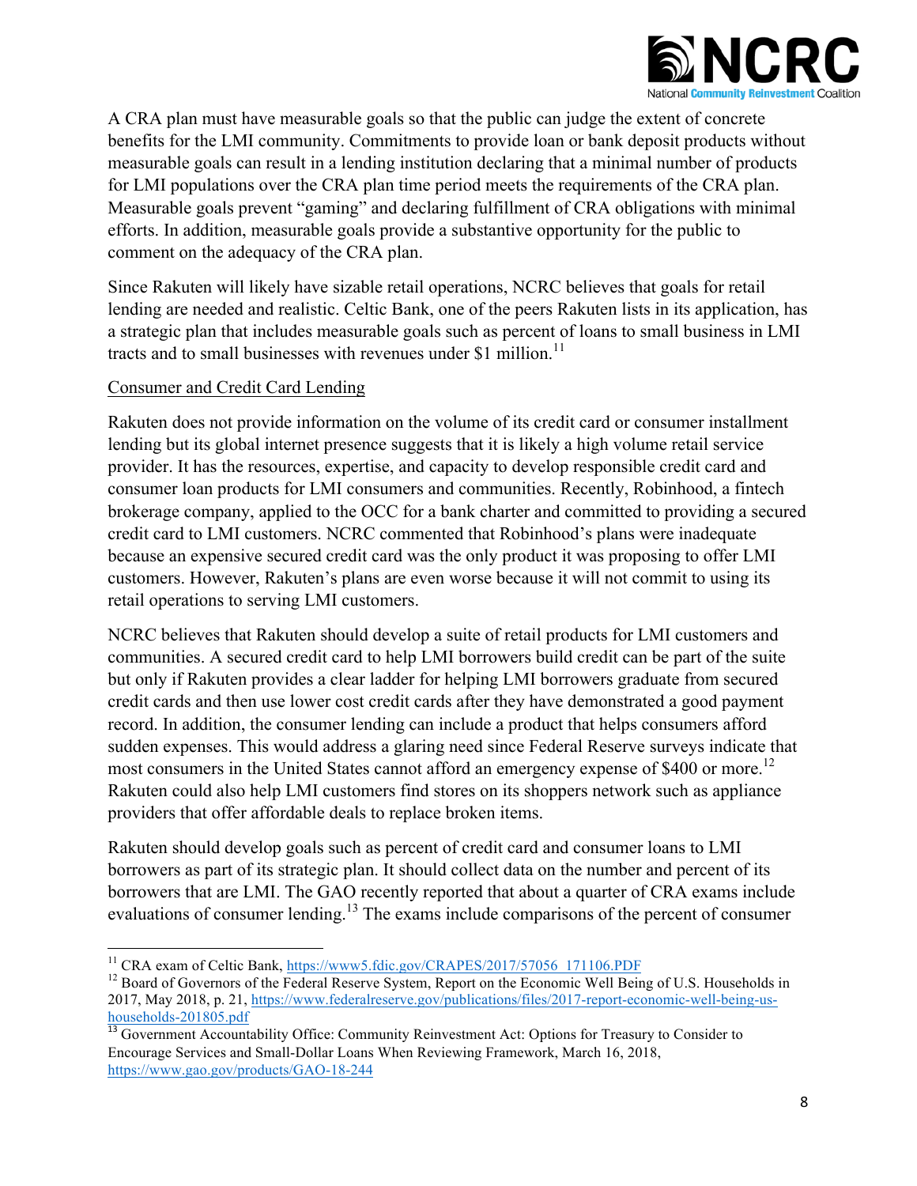A CRA plan must have measurable goals so that the public can judge the extent of concrete benefits for the LMI community. Commitments to provide loan or bank deposit products without measurable goals can result in a lending institution declaring that a minimal number of products for LMI populations over the CRA plan time period meets the requirements of the CRA plan. Measurable goals prevent "gaming" and declaring fulfillment of CRA obligations with minimal efforts. In addition, measurable goals provide a substantive opportunity for the public to comment on the adequacy of the CRA plan.

Since Rakuten will likely have sizable retail operations, NCRC believes that goals for retail lending are needed and realistic. Celtic Bank, one of the peers Rakuten lists in its application, has a strategic plan that includes measurable goals such as percent of loans to small business in LMI tracts and to small businesses with revenues under $1 million.[11]

<u>Consumer and Credit Card Lending</u>

Rakuten does not provide information on the volume of its credit card or consumer installment lending but its global internet presence suggests that it is likely a high volume retail service provider. It has the resources, expertise, and capacity to develop responsible credit card and consumer loan products for LMI consumers and communities. Recently, Robinhood, a fintech brokerage company, applied to the OCC for a bank charter and committed to providing a secured credit card to LMI customers. NCRC commented that Robinhood's plans were inadequate because an expensive secured credit card was the only product it was proposing to offer LMI customers. However, Rakuten's plans are even worse because it will not commit to using its retail operations to serving LMI customers.

NCRC believes that Rakuten should develop a suite of retail products for LMI customers and communities. A secured credit card to help LMI borrowers build credit can be part of the suite but only if Rakuten provides a clear ladder for helping LMI borrowers graduate from secured credit cards and then use lower cost credit cards after they have demonstrated a good payment record. In addition, the consumer lending can include a product that helps consumers afford sudden expenses. This would address a glaring need since Federal Reserve surveys indicate that most consumers in the United States cannot afford an emergency expense of $400 or more.[12] Rakuten could also help LMI customers find stores on its shoppers network such as appliance providers that offer affordable deals to replace broken items.

Rakuten should develop goals such as percent of credit card and consumer loans to LMI borrowers as part of its strategic plan. It should collect data on the number and percent of its borrowers that are LMI. The GAO recently reported that about a quarter of CRA exams include evaluations of consumer lending.[13] The exams include comparisons of the percent of consumer

---

[11] CRA exam of Celtic Bank, https://www5.fdic.gov/CRAPES/2017/57056_171106.PDF

[12] Board of Governors of the Federal Reserve System, Report on the Economic Well Being of U.S. Households in 2017, May 2018, p. 21, https://www.federalreserve.gov/publications/files/2017-report-economic-well-being-us-households-201805.pdf

[13] Government Accountability Office: Community Reinvestment Act: Options for Treasury to Consider to Encourage Services and Small-Dollar Loans When Reviewing Framework, March 16, 2018, https://www.gao.gov/products/GAO-18-244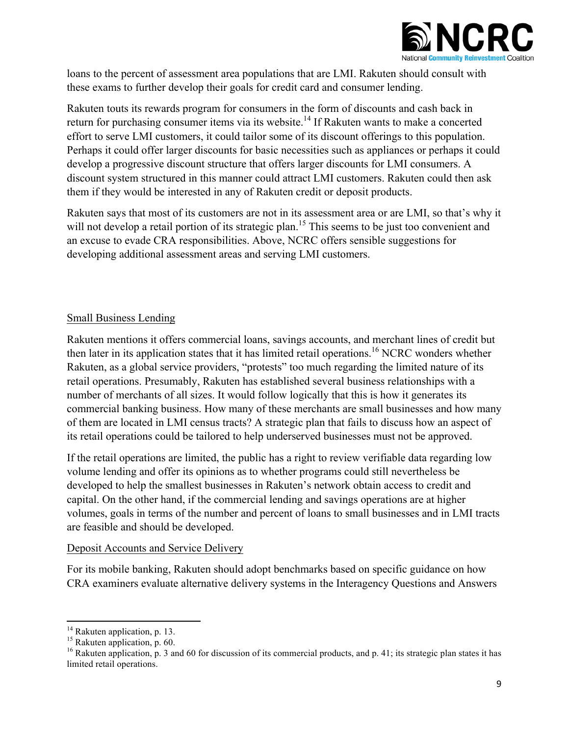loans to the percent of assessment area populations that are LMI. Rakuten should consult with these exams to further develop their goals for credit card and consumer lending.

Rakuten touts its rewards program for consumers in the form of discounts and cash back in return for purchasing consumer items via its website.[14] If Rakuten wants to make a concerted effort to serve LMI customers, it could tailor some of its discount offerings to this population. Perhaps it could offer larger discounts for basic necessities such as appliances or perhaps it could develop a progressive discount structure that offers larger discounts for LMI consumers. A discount system structured in this manner could attract LMI customers. Rakuten could then ask them if they would be interested in any of Rakuten credit or deposit products.

Rakuten says that most of its customers are not in its assessment area or are LMI, so that's why it will not develop a retail portion of its strategic plan.[15] This seems to be just too convenient and an excuse to evade CRA responsibilities. Above, NCRC offers sensible suggestions for developing additional assessment areas and serving LMI customers.

<u>Small Business Lending</u>

Rakuten mentions it offers commercial loans, savings accounts, and merchant lines of credit but then later in its application states that it has limited retail operations.[16] NCRC wonders whether Rakuten, as a global service providers, "protests" too much regarding the limited nature of its retail operations. Presumably, Rakuten has established several business relationships with a number of merchants of all sizes. It would follow logically that this is how it generates its commercial banking business. How many of these merchants are small businesses and how many of them are located in LMI census tracts? A strategic plan that fails to discuss how an aspect of its retail operations could be tailored to help underserved businesses must not be approved.

If the retail operations are limited, the public has a right to review verifiable data regarding low volume lending and offer its opinions as to whether programs could still nevertheless be developed to help the smallest businesses in Rakuten's network obtain access to credit and capital. On the other hand, if the commercial lending and savings operations are at higher volumes, goals in terms of the number and percent of loans to small businesses and in LMI tracts are feasible and should be developed.

<u>Deposit Accounts and Service Delivery</u>

For its mobile banking, Rakuten should adopt benchmarks based on specific guidance on how CRA examiners evaluate alternative delivery systems in the Interagency Questions and Answers

---

[14] Rakuten application, p. 13.

[15] Rakuten application, p. 60.

[16] Rakuten application, p. 3 and 60 for discussion of its commercial products, and p. 41; its strategic plan states it has limited retail operations.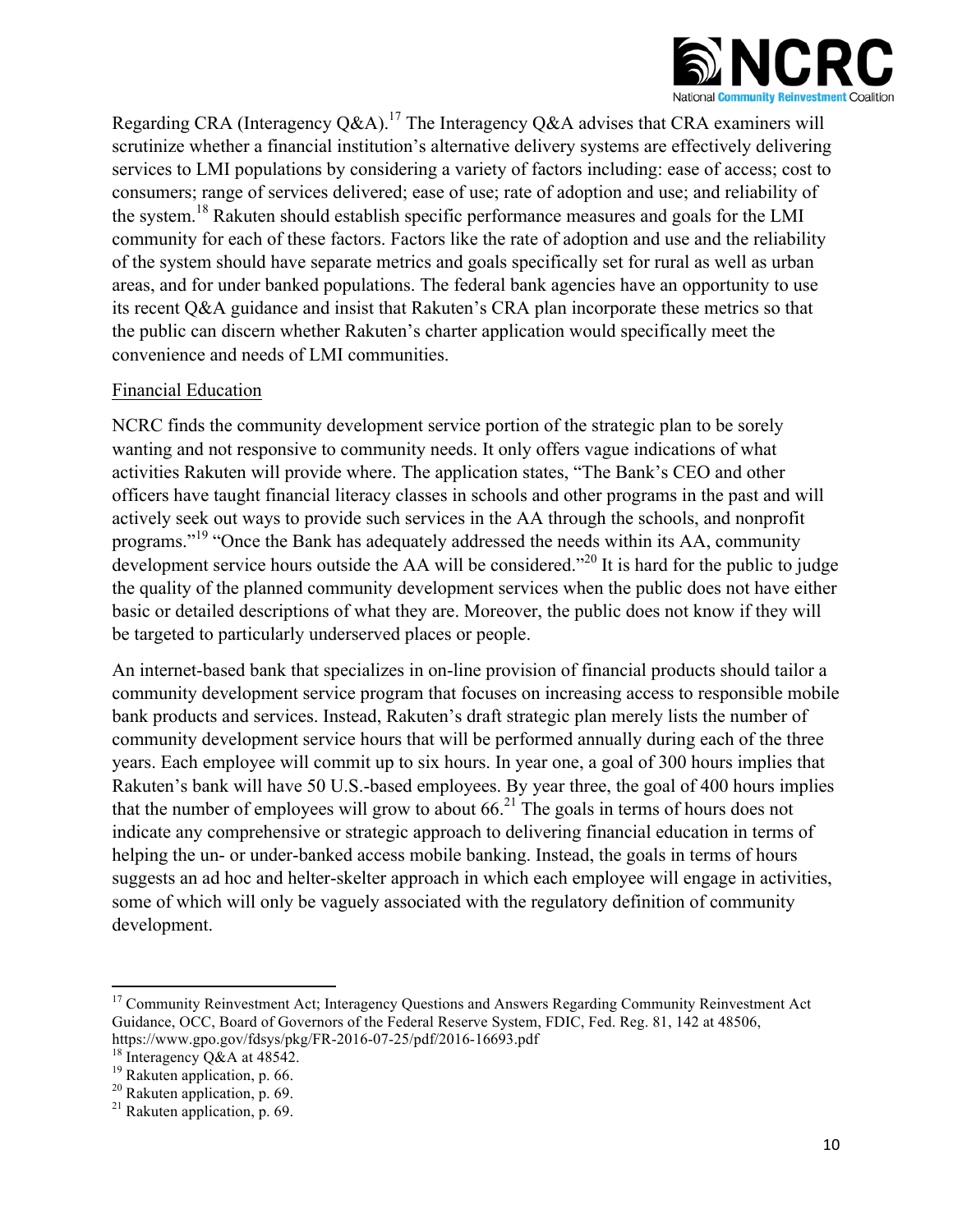Regarding CRA (Interagency Q&A).[17] The Interagency Q&A advises that CRA examiners will scrutinize whether a financial institution's alternative delivery systems are effectively delivering services to LMI populations by considering a variety of factors including: ease of access; cost to consumers; range of services delivered; ease of use; rate of adoption and use; and reliability of the system.[18] Rakuten should establish specific performance measures and goals for the LMI community for each of these factors. Factors like the rate of adoption and use and the reliability of the system should have separate metrics and goals specifically set for rural as well as urban areas, and for under banked populations. The federal bank agencies have an opportunity to use its recent Q&A guidance and insist that Rakuten's CRA plan incorporate these metrics so that the public can discern whether Rakuten's charter application would specifically meet the convenience and needs of LMI communities.

<u>Financial Education</u>

NCRC finds the community development service portion of the strategic plan to be sorely wanting and not responsive to community needs. It only offers vague indications of what activities Rakuten will provide where. The application states, "The Bank's CEO and other officers have taught financial literacy classes in schools and other programs in the past and will actively seek out ways to provide such services in the AA through the schools, and nonprofit programs."[19] "Once the Bank has adequately addressed the needs within its AA, community development service hours outside the AA will be considered."[20] It is hard for the public to judge the quality of the planned community development services when the public does not have either basic or detailed descriptions of what they are. Moreover, the public does not know if they will be targeted to particularly underserved places or people.

An internet-based bank that specializes in on-line provision of financial products should tailor a community development service program that focuses on increasing access to responsible mobile bank products and services. Instead, Rakuten's draft strategic plan merely lists the number of community development service hours that will be performed annually during each of the three years. Each employee will commit up to six hours. In year one, a goal of 300 hours implies that Rakuten's bank will have 50 U.S.-based employees. By year three, the goal of 400 hours implies that the number of employees will grow to about 66.[21] The goals in terms of hours does not indicate any comprehensive or strategic approach to delivering financial education in terms of helping the un- or under-banked access mobile banking. Instead, the goals in terms of hours suggests an ad hoc and helter-skelter approach in which each employee will engage in activities, some of which will only be vaguely associated with the regulatory definition of community development.

---

[17] Community Reinvestment Act; Interagency Questions and Answers Regarding Community Reinvestment Act Guidance, OCC, Board of Governors of the Federal Reserve System, FDIC, Fed. Reg. 81, 142 at 48506, https://www.gpo.gov/fdsys/pkg/FR-2016-07-25/pdf/2016-16693.pdf

[18] Interagency Q&A at 48542.

[19] Rakuten application, p. 66.

[20] Rakuten application, p. 69.

[21] Rakuten application, p. 69.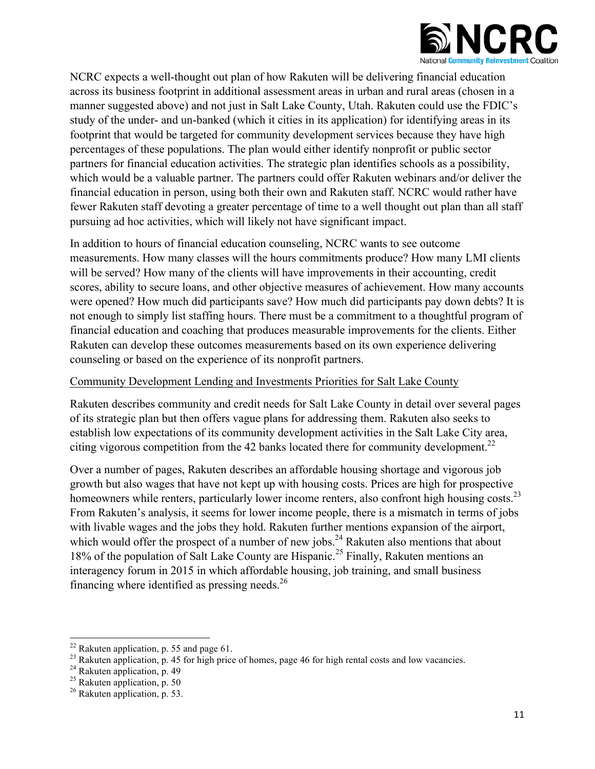NCRC expects a well-thought out plan of how Rakuten will be delivering financial education across its business footprint in additional assessment areas in urban and rural areas (chosen in a manner suggested above) and not just in Salt Lake County, Utah. Rakuten could use the FDIC's study of the under- and un-banked (which it cities in its application) for identifying areas in its footprint that would be targeted for community development services because they have high percentages of these populations. The plan would either identify nonprofit or public sector partners for financial education activities. The strategic plan identifies schools as a possibility, which would be a valuable partner. The partners could offer Rakuten webinars and/or deliver the financial education in person, using both their own and Rakuten staff. NCRC would rather have fewer Rakuten staff devoting a greater percentage of time to a well thought out plan than all staff pursuing ad hoc activities, which will likely not have significant impact.

In addition to hours of financial education counseling, NCRC wants to see outcome measurements. How many classes will the hours commitments produce? How many LMI clients will be served? How many of the clients will have improvements in their accounting, credit scores, ability to secure loans, and other objective measures of achievement. How many accounts were opened? How much did participants save? How much did participants pay down debts? It is not enough to simply list staffing hours. There must be a commitment to a thoughtful program of financial education and coaching that produces measurable improvements for the clients. Either Rakuten can develop these outcomes measurements based on its own experience delivering counseling or based on the experience of its nonprofit partners.

<u>Community Development Lending and Investments Priorities for Salt Lake County</u>

Rakuten describes community and credit needs for Salt Lake County in detail over several pages of its strategic plan but then offers vague plans for addressing them. Rakuten also seeks to establish low expectations of its community development activities in the Salt Lake City area, citing vigorous competition from the 42 banks located there for community development.[22]

Over a number of pages, Rakuten describes an affordable housing shortage and vigorous job growth but also wages that have not kept up with housing costs. Prices are high for prospective homeowners while renters, particularly lower income renters, also confront high housing costs.[23] From Rakuten's analysis, it seems for lower income people, there is a mismatch in terms of jobs with livable wages and the jobs they hold. Rakuten further mentions expansion of the airport, which would offer the prospect of a number of new jobs.[24] Rakuten also mentions that about 18% of the population of Salt Lake County are Hispanic.[25] Finally, Rakuten mentions an interagency forum in 2015 in which affordable housing, job training, and small business financing where identified as pressing needs.[26]

---

[22] Rakuten application, p. 55 and page 61.

[23] Rakuten application, p. 45 for high price of homes, page 46 for high rental costs and low vacancies.

[24] Rakuten application, p. 49

[25] Rakuten application, p. 50

[26] Rakuten application, p. 53.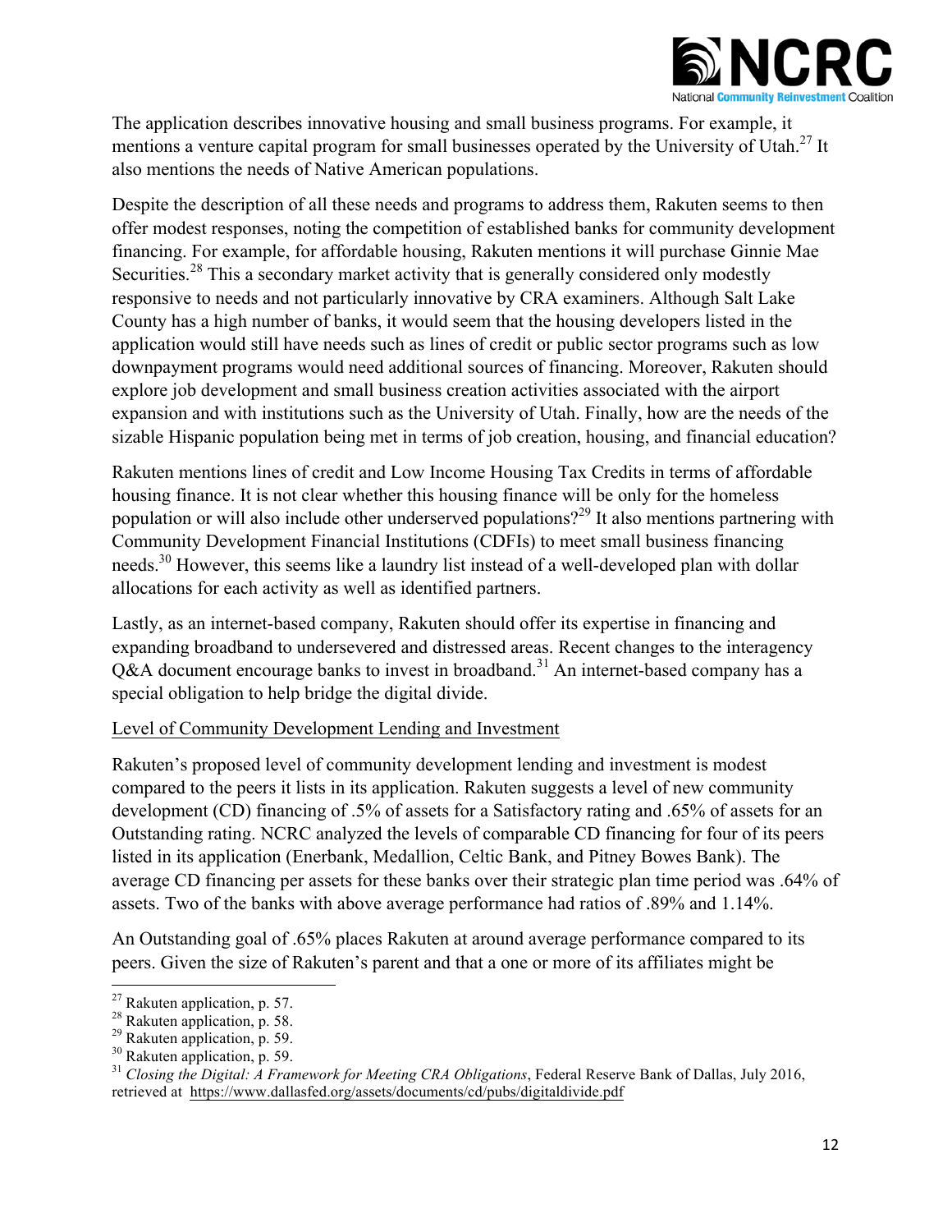The application describes innovative housing and small business programs. For example, it mentions a venture capital program for small businesses operated by the University of Utah.[27] It also mentions the needs of Native American populations.

Despite the description of all these needs and programs to address them, Rakuten seems to then offer modest responses, noting the competition of established banks for community development financing. For example, for affordable housing, Rakuten mentions it will purchase Ginnie Mae Securities.[28] This a secondary market activity that is generally considered only modestly responsive to needs and not particularly innovative by CRA examiners. Although Salt Lake County has a high number of banks, it would seem that the housing developers listed in the application would still have needs such as lines of credit or public sector programs such as low downpayment programs would need additional sources of financing. Moreover, Rakuten should explore job development and small business creation activities associated with the airport expansion and with institutions such as the University of Utah. Finally, how are the needs of the sizable Hispanic population being met in terms of job creation, housing, and financial education?

Rakuten mentions lines of credit and Low Income Housing Tax Credits in terms of affordable housing finance. It is not clear whether this housing finance will be only for the homeless population or will also include other underserved populations?[29] It also mentions partnering with Community Development Financial Institutions (CDFIs) to meet small business financing needs.[30] However, this seems like a laundry list instead of a well-developed plan with dollar allocations for each activity as well as identified partners.

Lastly, as an internet-based company, Rakuten should offer its expertise in financing and expanding broadband to undersevered and distressed areas. Recent changes to the interagency Q&A document encourage banks to invest in broadband.[31] An internet-based company has a special obligation to help bridge the digital divide.

<u>Level of Community Development Lending and Investment</u>

Rakuten's proposed level of community development lending and investment is modest compared to the peers it lists in its application. Rakuten suggests a level of new community development (CD) financing of .5% of assets for a Satisfactory rating and .65% of assets for an Outstanding rating. NCRC analyzed the levels of comparable CD financing for four of its peers listed in its application (Enerbank, Medallion, Celtic Bank, and Pitney Bowes Bank). The average CD financing per assets for these banks over their strategic plan time period was .64% of assets. Two of the banks with above average performance had ratios of .89% and 1.14%.

An Outstanding goal of .65% places Rakuten at around average performance compared to its peers. Given the size of Rakuten's parent and that a one or more of its affiliates might be

---

[27] Rakuten application, p. 57.

[28] Rakuten application, p. 58.

[29] Rakuten application, p. 59.

[30] Rakuten application, p. 59.

[31] *Closing the Digital: A Framework for Meeting CRA Obligations*, Federal Reserve Bank of Dallas, July 2016, retrieved at https://www.dallasfed.org/assets/documents/cd/pubs/digitaldivide.pdf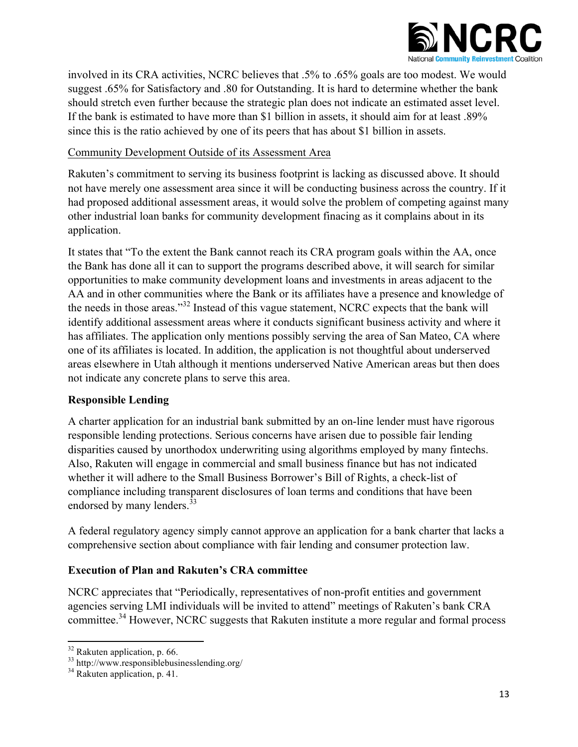involved in its CRA activities, NCRC believes that .5% to .65% goals are too modest. We would suggest .65% for Satisfactory and .80 for Outstanding. It is hard to determine whether the bank should stretch even further because the strategic plan does not indicate an estimated asset level. If the bank is estimated to have more than $1 billion in assets, it should aim for at least .89% since this is the ratio achieved by one of its peers that has about $1 billion in assets.

Community Development Outside of its Assessment Area

Rakuten's commitment to serving its business footprint is lacking as discussed above. It should not have merely one assessment area since it will be conducting business across the country. If it had proposed additional assessment areas, it would solve the problem of competing against many other industrial loan banks for community development financing as it complains about in its application.

It states that "To the extent the Bank cannot reach its CRA program goals within the AA, once the Bank has done all it can to support the programs described above, it will search for similar opportunities to make community development loans and investments in areas adjacent to the AA and in other communities where the Bank or its affiliates have a presence and knowledge of the needs in those areas."[32] Instead of this vague statement, NCRC expects that the bank will identify additional assessment areas where it conducts significant business activity and where it has affiliates. The application only mentions possibly serving the area of San Mateo, CA where one of its affiliates is located. In addition, the application is not thoughtful about underserved areas elsewhere in Utah although it mentions underserved Native American areas but then does not indicate any concrete plans to serve this area.

**Responsible Lending**

A charter application for an industrial bank submitted by an on-line lender must have rigorous responsible lending protections. Serious concerns have arisen due to possible fair lending disparities caused by unorthodox underwriting using algorithms employed by many fintechs. Also, Rakuten will engage in commercial and small business finance but has not indicated whether it will adhere to the Small Business Borrower's Bill of Rights, a check-list of compliance including transparent disclosures of loan terms and conditions that have been endorsed by many lenders.[33]

A federal regulatory agency simply cannot approve an application for a bank charter that lacks a comprehensive section about compliance with fair lending and consumer protection law.

**Execution of Plan and Rakuten's CRA committee**

NCRC appreciates that "Periodically, representatives of non-profit entities and government agencies serving LMI individuals will be invited to attend" meetings of Rakuten's bank CRA committee.[34] However, NCRC suggests that Rakuten institute a more regular and formal process

---

[32] Rakuten application, p. 66.

[33] http://www.responsiblebusinesslending.org/

[34] Rakuten application, p. 41.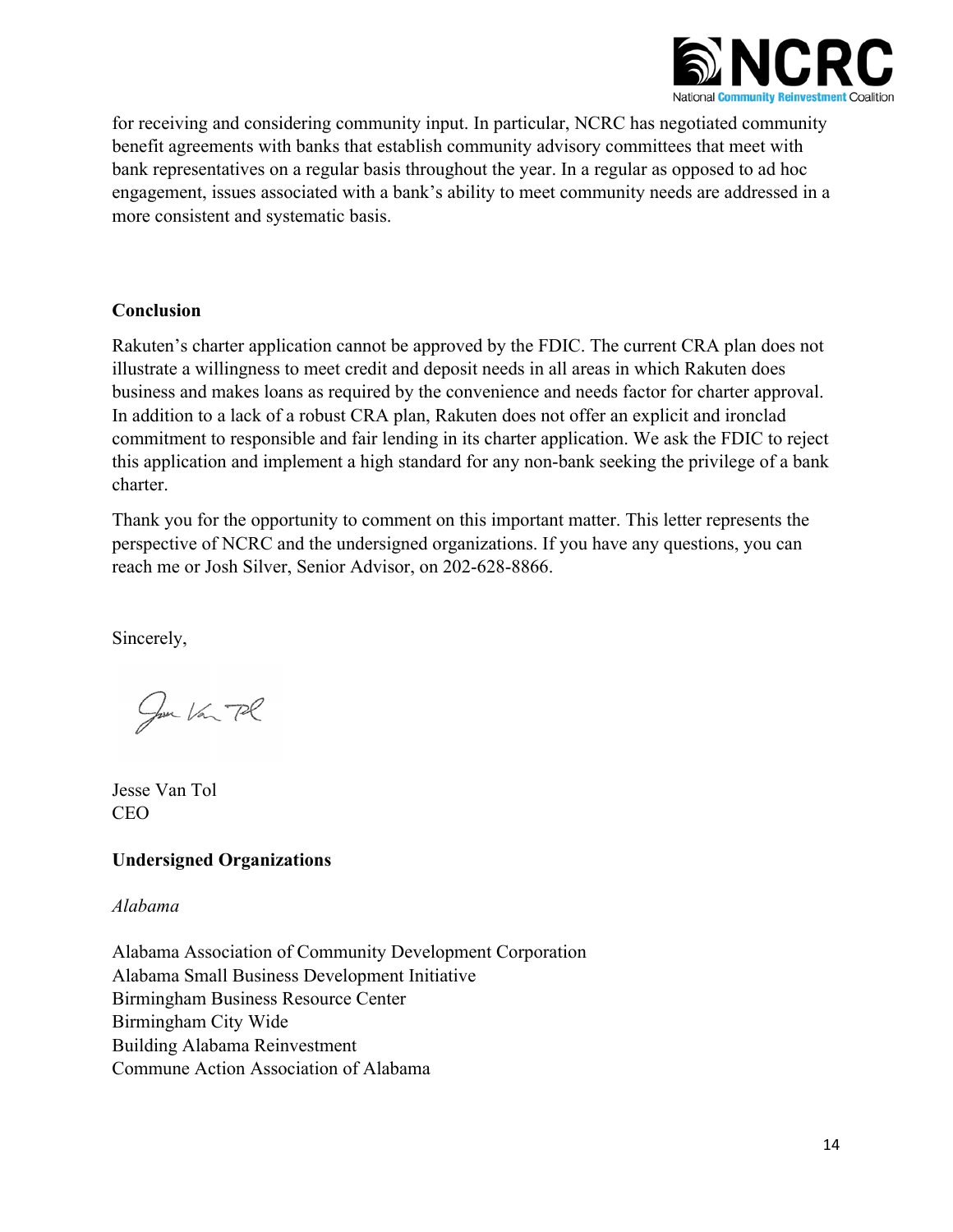for receiving and considering community input. In particular, NCRC has negotiated community benefit agreements with banks that establish community advisory committees that meet with bank representatives on a regular basis throughout the year. In a regular as opposed to ad hoc engagement, issues associated with a bank's ability to meet community needs are addressed in a more consistent and systematic basis.

**Conclusion**

Rakuten's charter application cannot be approved by the FDIC. The current CRA plan does not illustrate a willingness to meet credit and deposit needs in all areas in which Rakuten does business and makes loans as required by the convenience and needs factor for charter approval. In addition to a lack of a robust CRA plan, Rakuten does not offer an explicit and ironclad commitment to responsible and fair lending in its charter application. We ask the FDIC to reject this application and implement a high standard for any non-bank seeking the privilege of a bank charter.

Thank you for the opportunity to comment on this important matter. This letter represents the perspective of NCRC and the undersigned organizations. If you have any questions, you can reach me or Josh Silver, Senior Advisor, on 202-628-8866.

Sincerely,

Jesse Van Tol
CEO

**Undersigned Organizations**

*Alabama*

Alabama Association of Community Development Corporation
Alabama Small Business Development Initiative
Birmingham Business Resource Center
Birmingham City Wide
Building Alabama Reinvestment
Commune Action Association of Alabama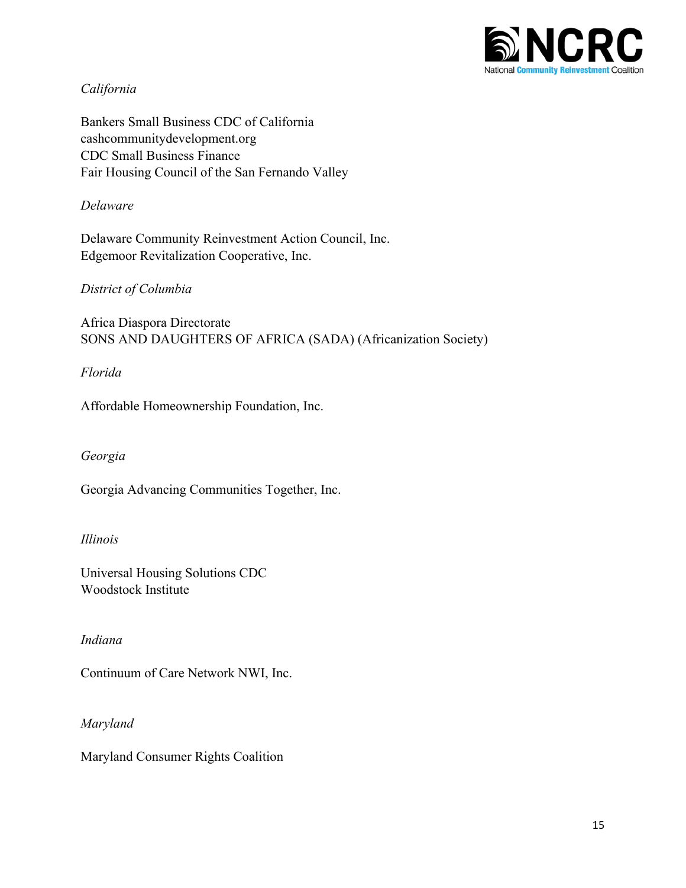*California*

Bankers Small Business CDC of California
cashcommunitydevelopment.org
CDC Small Business Finance
Fair Housing Council of the San Fernando Valley

*Delaware*

Delaware Community Reinvestment Action Council, Inc.
Edgemoor Revitalization Cooperative, Inc.

*District of Columbia*

Africa Diaspora Directorate
SONS AND DAUGHTERS OF AFRICA (SADA) (Africanization Society)

*Florida*

Affordable Homeownership Foundation, Inc.

*Georgia*

Georgia Advancing Communities Together, Inc.

*Illinois*

Universal Housing Solutions CDC
Woodstock Institute

*Indiana*

Continuum of Care Network NWI, Inc.

*Maryland*

Maryland Consumer Rights Coalition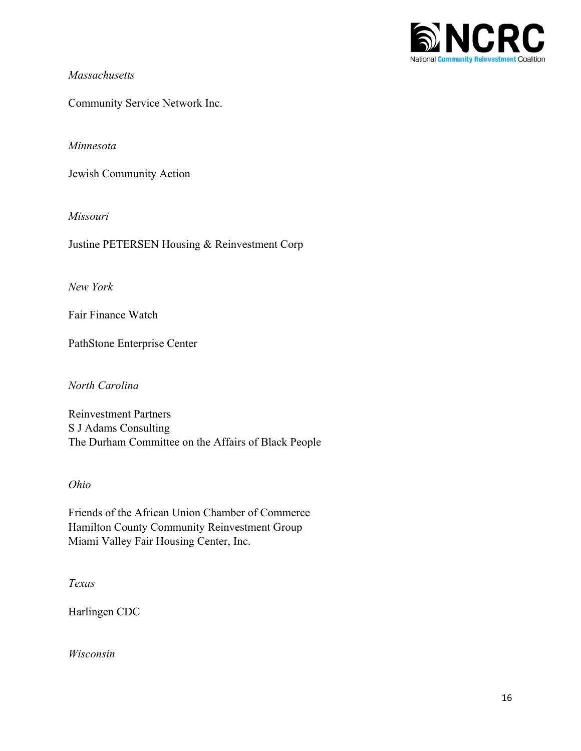*Massachusetts*

Community Service Network Inc.

*Minnesota*

Jewish Community Action

*Missouri*

Justine PETERSEN Housing & Reinvestment Corp

*New York*

Fair Finance Watch

PathStone Enterprise Center

*North Carolina*

Reinvestment Partners
S J Adams Consulting
The Durham Committee on the Affairs of Black People

*Ohio*

Friends of the African Union Chamber of Commerce
Hamilton County Community Reinvestment Group
Miami Valley Fair Housing Center, Inc.

*Texas*

Harlingen CDC

*Wisconsin*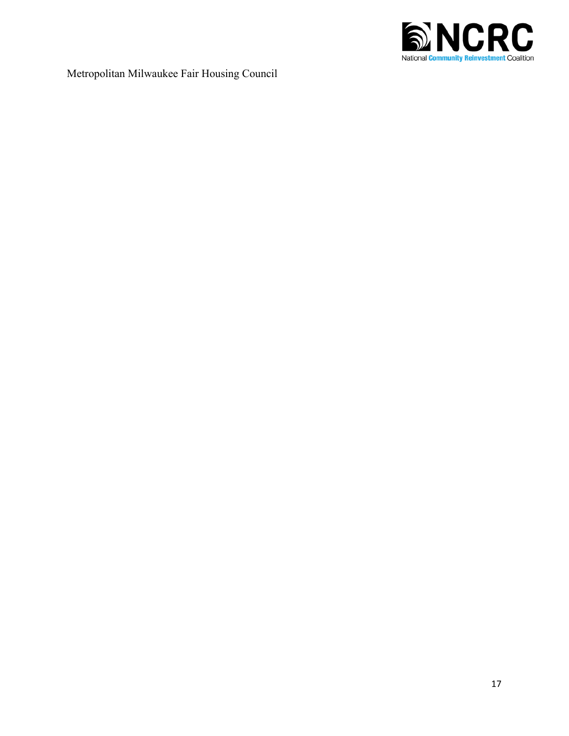Metropolitan Milwaukee Fair Housing Council